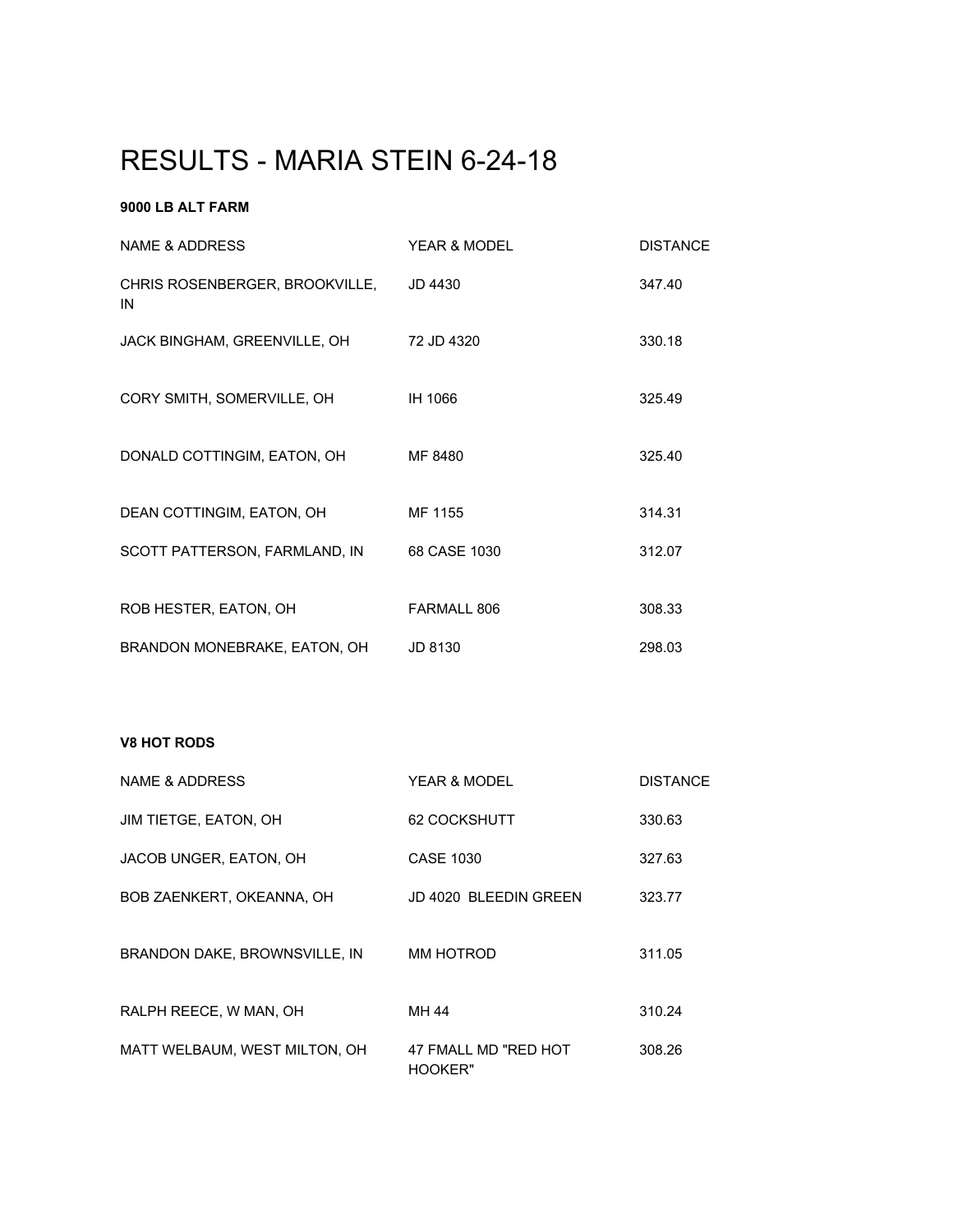# RESULTS - MARIA STEIN 6-24-18

**9000 LB ALT FARM**

| NAME & ADDRESS | YEAR & MODEL | DISTANCE |
|---|---|---|
| CHRIS ROSENBERGER, BROOKVILLE, IN | JD 4430 | 347.40 |
| JACK BINGHAM, GREENVILLE, OH | 72 JD 4320 | 330.18 |
| CORY SMITH, SOMERVILLE, OH | IH 1066 | 325.49 |
| DONALD COTTINGIM, EATON, OH | MF 8480 | 325.40 |
| DEAN COTTINGIM, EATON, OH | MF 1155 | 314.31 |
| SCOTT PATTERSON, FARMLAND, IN | 68 CASE 1030 | 312.07 |
| ROB HESTER, EATON, OH | FARMALL 806 | 308.33 |
| BRANDON MONEBRAKE, EATON, OH | JD 8130 | 298.03 |

**V8 HOT RODS**

| NAME & ADDRESS | YEAR & MODEL | DISTANCE |
|---|---|---|
| JIM TIETGE, EATON, OH | 62 COCKSHUTT | 330.63 |
| JACOB UNGER, EATON, OH | CASE 1030 | 327.63 |
| BOB ZAENKERT, OKEANNA, OH | JD 4020 BLEEDIN GREEN | 323.77 |
| BRANDON DAKE, BROWNSVILLE, IN | MM HOTROD | 311.05 |
| RALPH REECE, W MAN, OH | MH 44 | 310.24 |
| MATT WELBAUM, WEST MILTON, OH | 47 FMALL MD "RED HOT HOOKER" | 308.26 |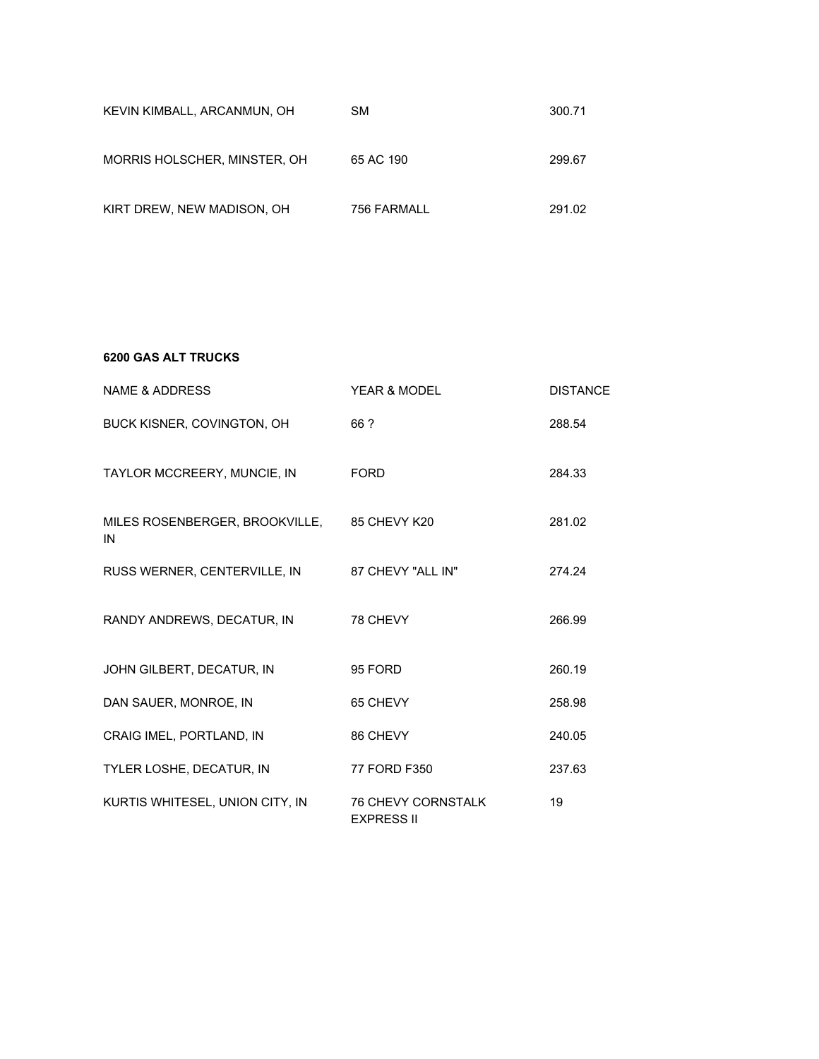| | | |
|---|---|---|
| KEVIN KIMBALL, ARCANMUN, OH | SM | 300.71 |
| MORRIS HOLSCHER, MINSTER, OH | 65 AC 190 | 299.67 |
| KIRT DREW, NEW MADISON, OH | 756 FARMALL | 291.02 |

**6200 GAS ALT TRUCKS**

| NAME & ADDRESS | YEAR & MODEL | DISTANCE |
|---|---|---|
| BUCK KISNER, COVINGTON, OH | 66 ? | 288.54 |
| TAYLOR MCCREERY, MUNCIE, IN | FORD | 284.33 |
| MILES ROSENBERGER, BROOKVILLE, IN | 85 CHEVY K20 | 281.02 |
| RUSS WERNER, CENTERVILLE, IN | 87 CHEVY "ALL IN" | 274.24 |
| RANDY ANDREWS, DECATUR, IN | 78 CHEVY | 266.99 |
| JOHN GILBERT, DECATUR, IN | 95 FORD | 260.19 |
| DAN SAUER, MONROE, IN | 65 CHEVY | 258.98 |
| CRAIG IMEL, PORTLAND, IN | 86 CHEVY | 240.05 |
| TYLER LOSHE, DECATUR, IN | 77 FORD F350 | 237.63 |
| KURTIS WHITESEL, UNION CITY, IN | 76 CHEVY CORNSTALK EXPRESS II | 19 |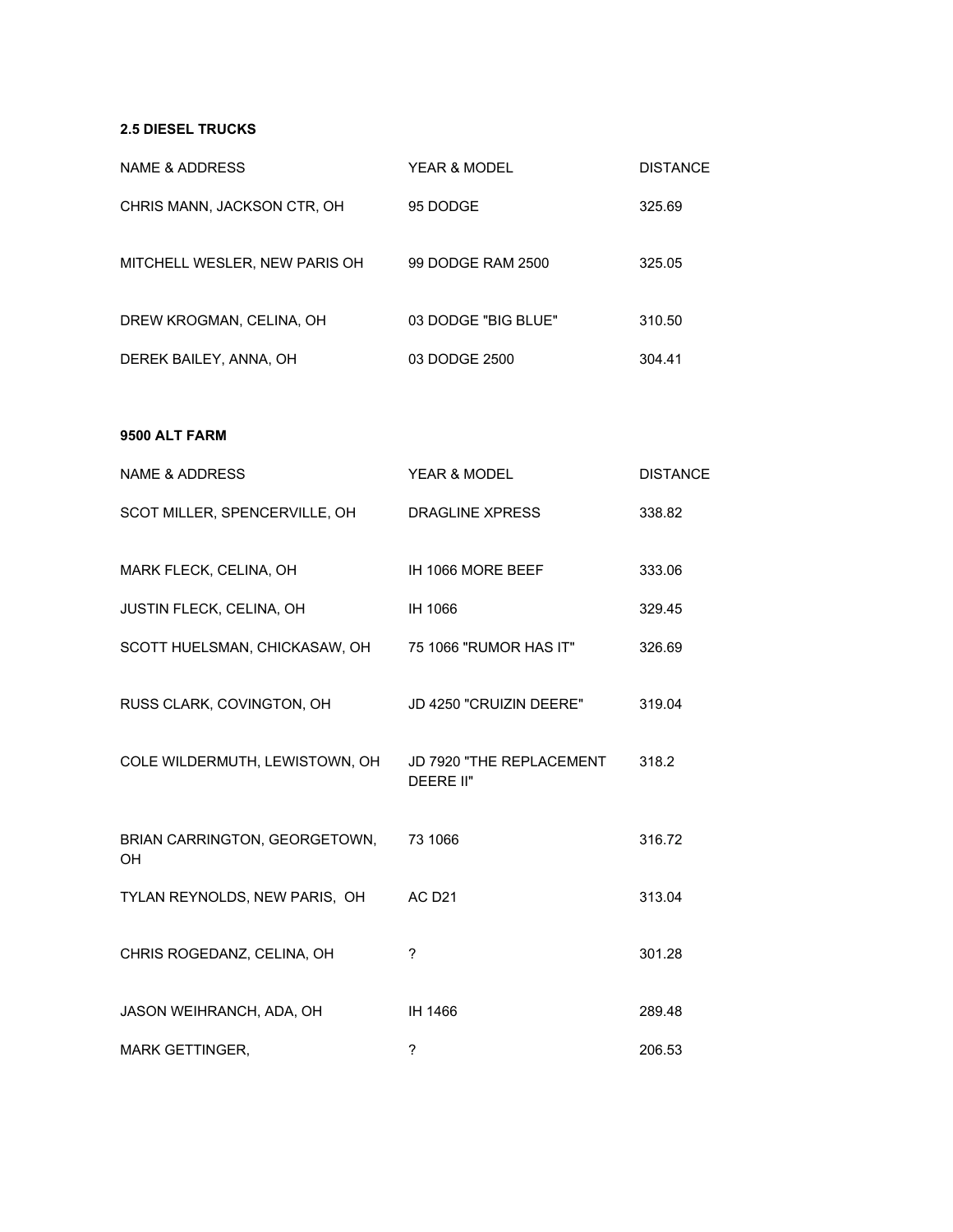**2.5 DIESEL TRUCKS**

| NAME & ADDRESS | YEAR & MODEL | DISTANCE |
|---|---|---|
| CHRIS MANN, JACKSON CTR, OH | 95 DODGE | 325.69 |
| MITCHELL WESLER, NEW PARIS OH | 99 DODGE RAM 2500 | 325.05 |
| DREW KROGMAN, CELINA, OH | 03 DODGE "BIG BLUE" | 310.50 |
| DEREK BAILEY, ANNA, OH | 03 DODGE 2500 | 304.41 |

**9500 ALT FARM**

| NAME & ADDRESS | YEAR & MODEL | DISTANCE |
|---|---|---|
| SCOT MILLER, SPENCERVILLE, OH | DRAGLINE XPRESS | 338.82 |
| MARK FLECK, CELINA, OH | IH 1066 MORE BEEF | 333.06 |
| JUSTIN FLECK, CELINA, OH | IH 1066 | 329.45 |
| SCOTT HUELSMAN, CHICKASAW, OH | 75 1066 "RUMOR HAS IT" | 326.69 |
| RUSS CLARK, COVINGTON, OH | JD 4250 "CRUIZIN DEERE" | 319.04 |
| COLE WILDERMUTH, LEWISTOWN, OH | JD 7920 "THE REPLACEMENT DEERE II" | 318.2 |
| BRIAN CARRINGTON, GEORGETOWN, OH | 73 1066 | 316.72 |
| TYLAN REYNOLDS, NEW PARIS, OH | AC D21 | 313.04 |
| CHRIS ROGEDANZ, CELINA, OH | ? | 301.28 |
| JASON WEIHRANCH, ADA, OH | IH 1466 | 289.48 |
| MARK GETTINGER, | ? | 206.53 |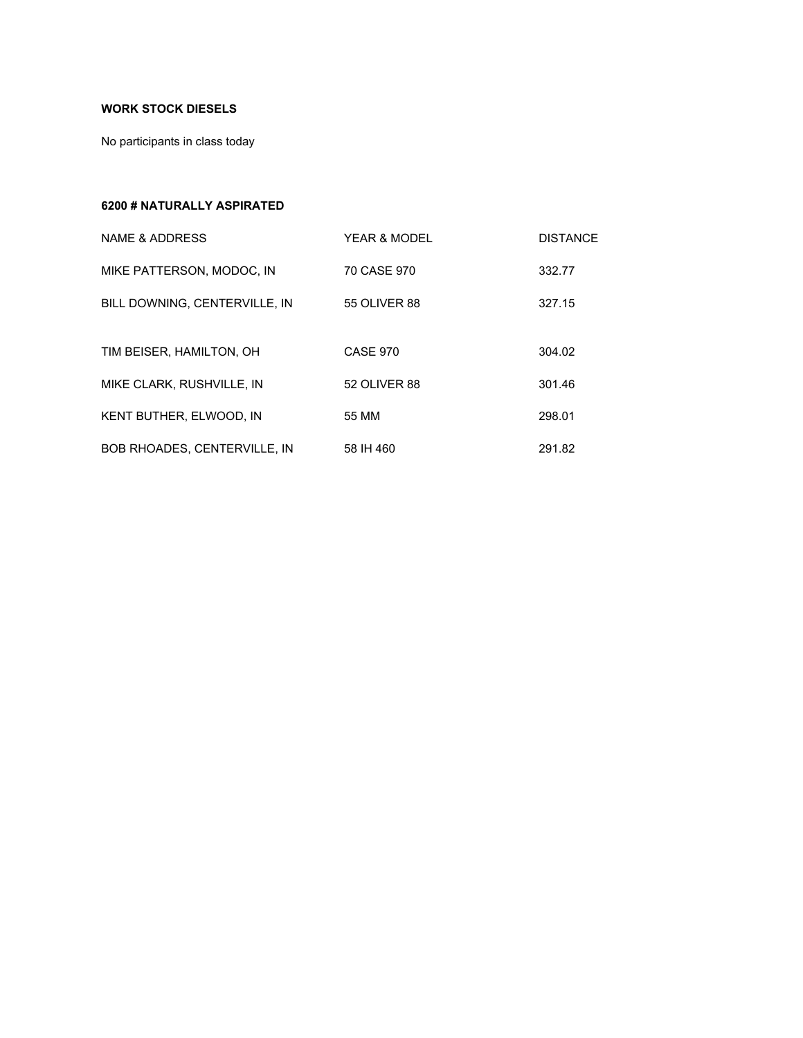**WORK STOCK DIESELS**

No participants in class today

**6200 # NATURALLY ASPIRATED**

| NAME & ADDRESS | YEAR & MODEL | DISTANCE |
| --- | --- | --- |
| MIKE PATTERSON, MODOC, IN | 70 CASE 970 | 332.77 |
| BILL DOWNING, CENTERVILLE, IN | 55 OLIVER 88 | 327.15 |
| TIM BEISER, HAMILTON, OH | CASE 970 | 304.02 |
| MIKE CLARK, RUSHVILLE, IN | 52 OLIVER 88 | 301.46 |
| KENT BUTHER, ELWOOD, IN | 55 MM | 298.01 |
| BOB RHOADES, CENTERVILLE, IN | 58 IH 460 | 291.82 |